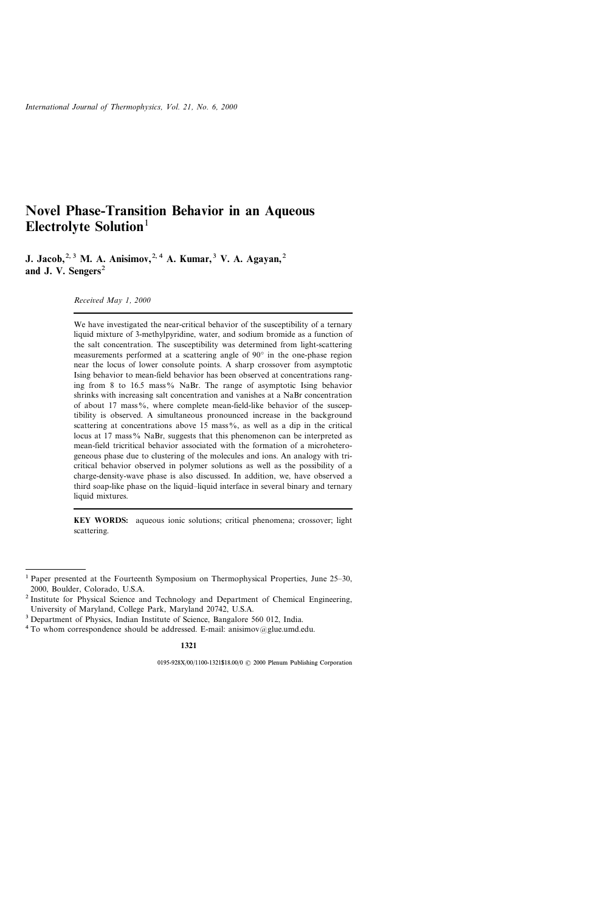# Novel Phase-Transition Behavior in an Aqueous Electrolyte Solution[1]

**J. Jacob,[2,3] M. A. Anisimov,[2,4] A. Kumar,[3] V. A. Agayan,[2] and J. V. Sengers[2]**

*Received May 1, 2000*

We have investigated the near-critical behavior of the susceptibility of a ternary liquid mixture of 3-methylpyridine, water, and sodium bromide as a function of the salt concentration. The susceptibility was determined from light-scattering measurements performed at a scattering angle of 90° in the one-phase region near the locus of lower consolute points. A sharp crossover from asymptotic Ising behavior to mean-field behavior has been observed at concentrations ranging from 8 to 16.5 mass% NaBr. The range of asymptotic Ising behavior shrinks with increasing salt concentration and vanishes at a NaBr concentration of about 17 mass%, where complete mean-field-like behavior of the susceptibility is observed. A simultaneous pronounced increase in the background scattering at concentrations above 15 mass%, as well as a dip in the critical locus at 17 mass% NaBr, suggests that this phenomenon can be interpreted as mean-field tricritical behavior associated with the formation of a microheterogeneous phase due to clustering of the molecules and ions. An analogy with tricritical behavior observed in polymer solutions as well as the possibility of a charge-density-wave phase is also discussed. In addition, we, have observed a third soap-like phase on the liquid–liquid interface in several binary and ternary liquid mixtures.

**KEY WORDS:** aqueous ionic solutions; critical phenomena; crossover; light scattering.

---

[1] Paper presented at the Fourteenth Symposium on Thermophysical Properties, June 25–30, 2000, Boulder, Colorado, U.S.A.

[2] Institute for Physical Science and Technology and Department of Chemical Engineering, University of Maryland, College Park, Maryland 20742, U.S.A.

[3] Department of Physics, Indian Institute of Science, Bangalore 560 012, India.

[4] To whom correspondence should be addressed. E-mail: anisimov@glue.umd.edu.

0195-928X/00/1100-1321$18.00/0 © 2000 Plenum Publishing Corporation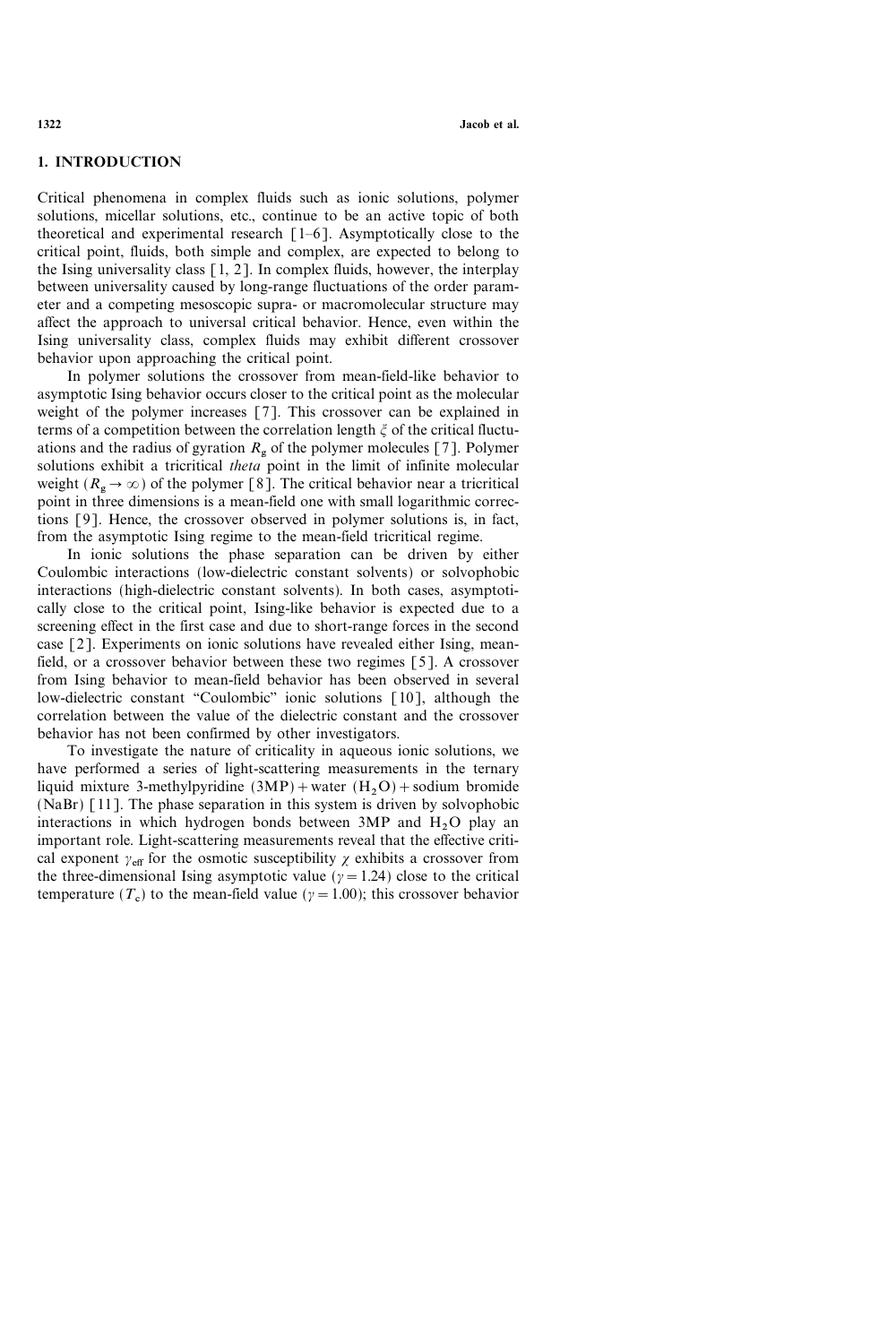## 1. INTRODUCTION

Critical phenomena in complex fluids such as ionic solutions, polymer solutions, micellar solutions, etc., continue to be an active topic of both theoretical and experimental research [1–6]. Asymptotically close to the critical point, fluids, both simple and complex, are expected to belong to the Ising universality class [1, 2]. In complex fluids, however, the interplay between universality caused by long-range fluctuations of the order parameter and a competing mesoscopic supra- or macromolecular structure may affect the approach to universal critical behavior. Hence, even within the Ising universality class, complex fluids may exhibit different crossover behavior upon approaching the critical point.

In polymer solutions the crossover from mean-field-like behavior to asymptotic Ising behavior occurs closer to the critical point as the molecular weight of the polymer increases [7]. This crossover can be explained in terms of a competition between the correlation length $\xi$ of the critical fluctuations and the radius of gyration $R_g$ of the polymer molecules [7]. Polymer solutions exhibit a tricritical *theta* point in the limit of infinite molecular weight ($R_g \to \infty$) of the polymer [8]. The critical behavior near a tricritical point in three dimensions is a mean-field one with small logarithmic corrections [9]. Hence, the crossover observed in polymer solutions is, in fact, from the asymptotic Ising regime to the mean-field tricritical regime.

In ionic solutions the phase separation can be driven by either Coulombic interactions (low-dielectric constant solvents) or solvophobic interactions (high-dielectric constant solvents). In both cases, asymptotically close to the critical point, Ising-like behavior is expected due to a screening effect in the first case and due to short-range forces in the second case [2]. Experiments on ionic solutions have revealed either Ising, mean-field, or a crossover behavior between these two regimes [5]. A crossover from Ising behavior to mean-field behavior has been observed in several low-dielectric constant "Coulombic" ionic solutions [10], although the correlation between the value of the dielectric constant and the crossover behavior has not been confirmed by other investigators.

To investigate the nature of criticality in aqueous ionic solutions, we have performed a series of light-scattering measurements in the ternary liquid mixture 3-methylpyridine (3MP) + water ($H_2O$) + sodium bromide (NaBr) [11]. The phase separation in this system is driven by solvophobic interactions in which hydrogen bonds between 3MP and $H_2O$ play an important role. Light-scattering measurements reveal that the effective critical exponent $\gamma_{\text{eff}}$ for the osmotic susceptibility $\chi$ exhibits a crossover from the three-dimensional Ising asymptotic value ($\gamma = 1.24$) close to the critical temperature ($T_c$) to the mean-field value ($\gamma = 1.00$); this crossover behavior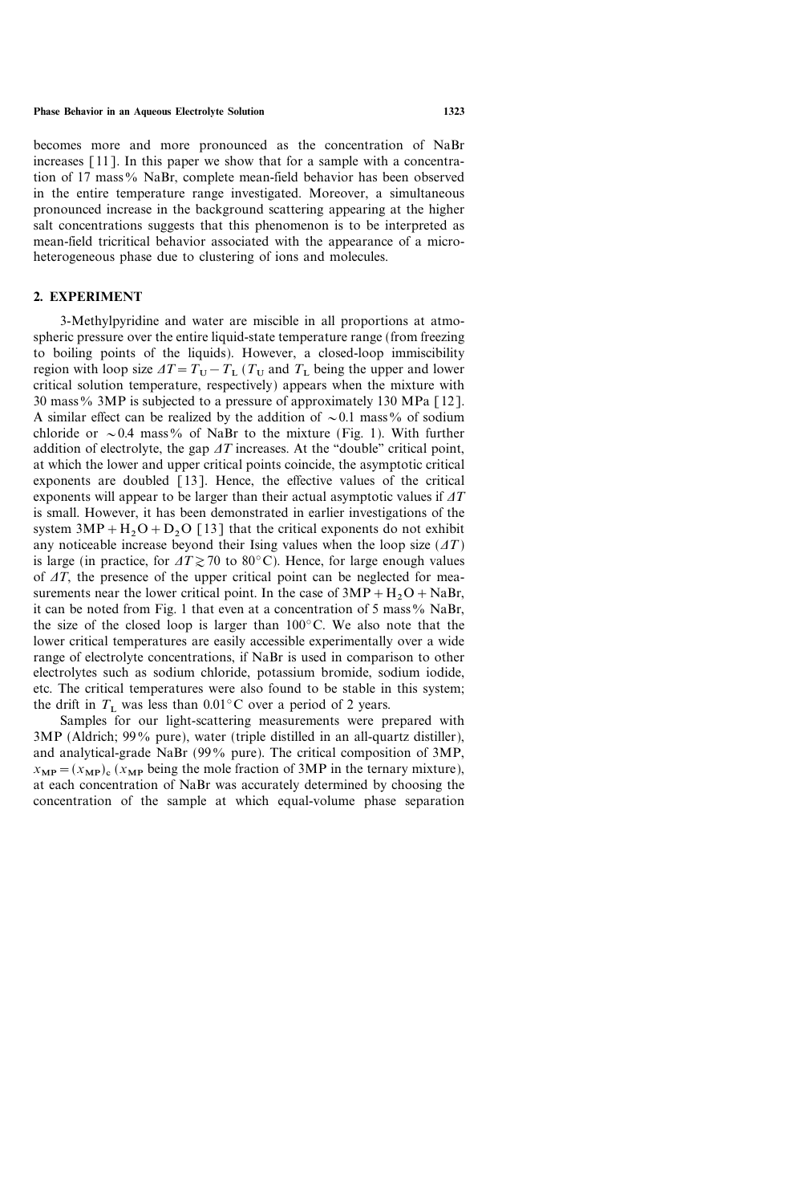becomes more and more pronounced as the concentration of NaBr increases [11]. In this paper we show that for a sample with a concentration of 17 mass% NaBr, complete mean-field behavior has been observed in the entire temperature range investigated. Moreover, a simultaneous pronounced increase in the background scattering appearing at the higher salt concentrations suggests that this phenomenon is to be interpreted as mean-field tricritical behavior associated with the appearance of a microheterogeneous phase due to clustering of ions and molecules.

## 2. EXPERIMENT

3-Methylpyridine and water are miscible in all proportions at atmospheric pressure over the entire liquid-state temperature range (from freezing to boiling points of the liquids). However, a closed-loop immiscibility region with loop size $\Delta T = T_U - T_L$ ($T_U$ and $T_L$ being the upper and lower critical solution temperature, respectively) appears when the mixture with 30 mass% 3MP is subjected to a pressure of approximately 130 MPa [12]. A similar effect can be realized by the addition of $\sim$0.1 mass% of sodium chloride or $\sim$0.4 mass% of NaBr to the mixture (Fig. 1). With further addition of electrolyte, the gap $\Delta T$ increases. At the "double" critical point, at which the lower and upper critical points coincide, the asymptotic critical exponents are doubled [13]. Hence, the effective values of the critical exponents will appear to be larger than their actual asymptotic values if $\Delta T$ is small. However, it has been demonstrated in earlier investigations of the system $3MP + H_2O + D_2O$ [13] that the critical exponents do not exhibit any noticeable increase beyond their Ising values when the loop size ($\Delta T$) is large (in practice, for $\Delta T \gtrsim 70$ to $80°C$). Hence, for large enough values of $\Delta T$, the presence of the upper critical point can be neglected for measurements near the lower critical point. In the case of $3MP + H_2O + NaBr$, it can be noted from Fig. 1 that even at a concentration of 5 mass% NaBr, the size of the closed loop is larger than $100°C$. We also note that the lower critical temperatures are easily accessible experimentally over a wide range of electrolyte concentrations, if NaBr is used in comparison to other electrolytes such as sodium chloride, potassium bromide, sodium iodide, etc. The critical temperatures were also found to be stable in this system; the drift in $T_L$ was less than $0.01°C$ over a period of 2 years.

Samples for our light-scattering measurements were prepared with 3MP (Aldrich; 99% pure), water (triple distilled in an all-quartz distiller), and analytical-grade NaBr (99% pure). The critical composition of 3MP, $x_{MP} = (x_{MP})_c$ ($x_{MP}$ being the mole fraction of 3MP in the ternary mixture), at each concentration of NaBr was accurately determined by choosing the concentration of the sample at which equal-volume phase separation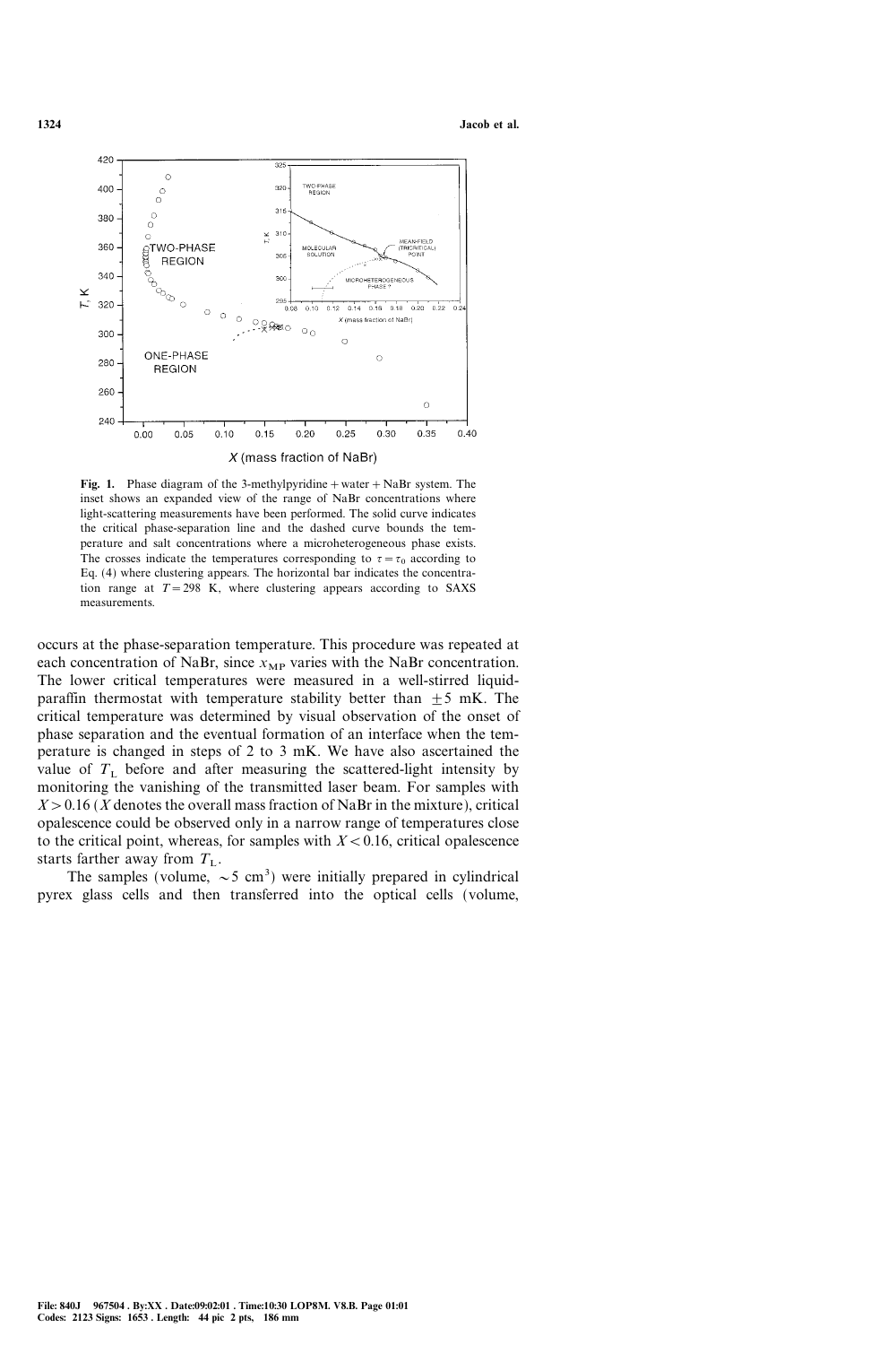**Fig. 1.** Phase diagram of the 3-methylpyridine + water + NaBr system. The inset shows an expanded view of the range of NaBr concentrations where light-scattering measurements have been performed. The solid curve indicates the critical phase-separation line and the dashed curve bounds the temperature and salt concentrations where a microheterogeneous phase exists. The crosses indicate the temperatures corresponding to $\tau = \tau_0$ according to Eq. (4) where clustering appears. The horizontal bar indicates the concentration range at $T = 298$ K, where clustering appears according to SAXS measurements.

occurs at the phase-separation temperature. This procedure was repeated at each concentration of NaBr, since $x_{\mathrm{MP}}$ varies with the NaBr concentration. The lower critical temperatures were measured in a well-stirred liquid-paraffin thermostat with temperature stability better than $\pm 5$ mK. The critical temperature was determined by visual observation of the onset of phase separation and the eventual formation of an interface when the temperature is changed in steps of 2 to 3 mK. We have also ascertained the value of $T_{\mathrm{L}}$ before and after measuring the scattered-light intensity by monitoring the vanishing of the transmitted laser beam. For samples with $X > 0.16$ ($X$ denotes the overall mass fraction of NaBr in the mixture), critical opalescence could be observed only in a narrow range of temperatures close to the critical point, whereas, for samples with $X < 0.16$, critical opalescence starts farther away from $T_{\mathrm{L}}$.

The samples (volume, $\sim 5$ cm$^3$) were initially prepared in cylindrical pyrex glass cells and then transferred into the optical cells (volume,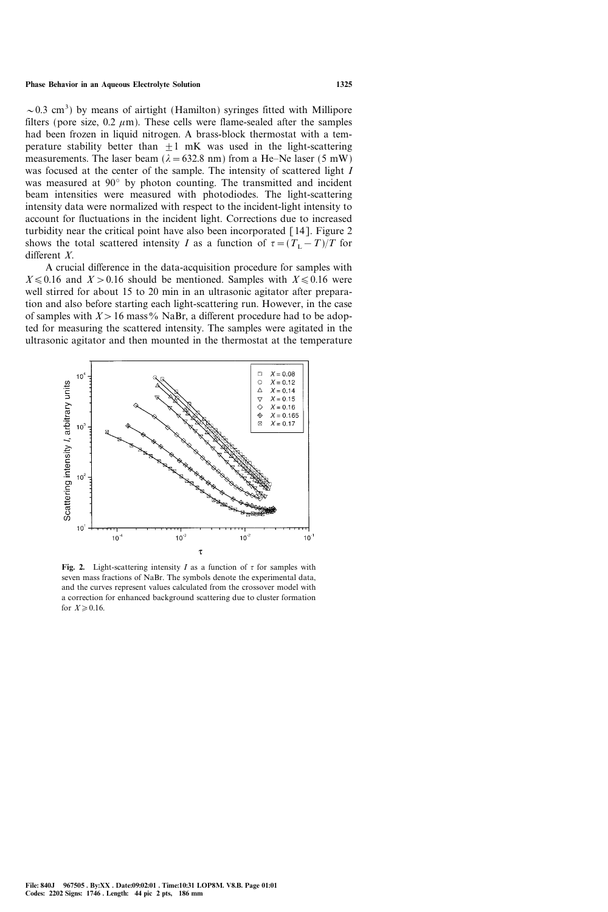$\sim$0.3 cm$^3$) by means of airtight (Hamilton) syringes fitted with Millipore filters (pore size, 0.2 $\mu$m). These cells were flame-sealed after the samples had been frozen in liquid nitrogen. A brass-block thermostat with a temperature stability better than $\pm 1$ mK was used in the light-scattering measurements. The laser beam ($\lambda = 632.8$ nm) from a He–Ne laser (5 mW) was focused at the center of the sample. The intensity of scattered light $I$ was measured at 90° by photon counting. The transmitted and incident beam intensities were measured with photodiodes. The light-scattering intensity data were normalized with respect to the incident-light intensity to account for fluctuations in the incident light. Corrections due to increased turbidity near the critical point have also been incorporated [14]. Figure 2 shows the total scattered intensity $I$ as a function of $\tau = (T_L - T)/T$ for different $X$.

A crucial difference in the data-acquisition procedure for samples with $X \leqslant 0.16$ and $X > 0.16$ should be mentioned. Samples with $X \leqslant 0.16$ were well stirred for about 15 to 20 min in an ultrasonic agitator after preparation and also before starting each light-scattering run. However, in the case of samples with $X > 16$ mass% NaBr, a different procedure had to be adopted for measuring the scattered intensity. The samples were agitated in the ultrasonic agitator and then mounted in the thermostat at the temperature

**Fig. 2.** Light-scattering intensity $I$ as a function of $\tau$ for samples with seven mass fractions of NaBr. The symbols denote the experimental data, and the curves represent values calculated from the crossover model with a correction for enhanced background scattering due to cluster formation for $X \geqslant 0.16$.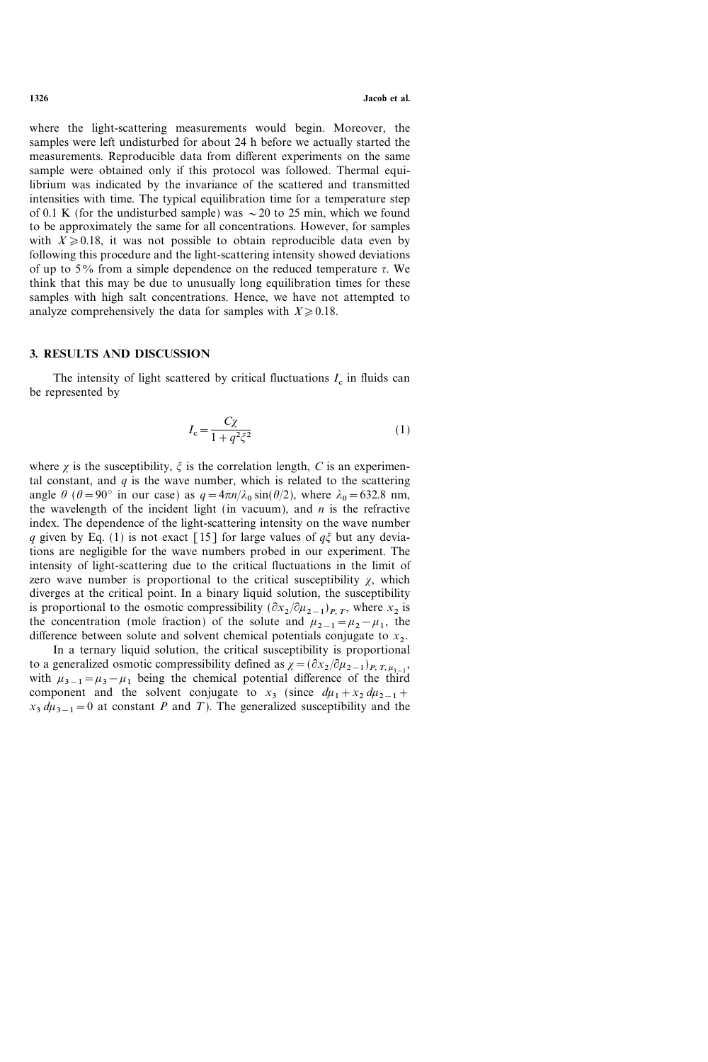where the light-scattering measurements would begin. Moreover, the samples were left undisturbed for about 24 h before we actually started the measurements. Reproducible data from different experiments on the same sample were obtained only if this protocol was followed. Thermal equilibrium was indicated by the invariance of the scattered and transmitted intensities with time. The typical equilibration time for a temperature step of 0.1 K (for the undisturbed sample) was $\sim 20$ to 25 min, which we found to be approximately the same for all concentrations. However, for samples with $X \geqslant 0.18$, it was not possible to obtain reproducible data even by following this procedure and the light-scattering intensity showed deviations of up to 5% from a simple dependence on the reduced temperature $\tau$. We think that this may be due to unusually long equilibration times for these samples with high salt concentrations. Hence, we have not attempted to analyze comprehensively the data for samples with $X \geqslant 0.18$.

## 3. RESULTS AND DISCUSSION

The intensity of light scattered by critical fluctuations $I_c$ in fluids can be represented by

$$I_c = \frac{C\chi}{1 + q^2\xi^2} \tag{1}$$

where $\chi$ is the susceptibility, $\xi$ is the correlation length, $C$ is an experimental constant, and $q$ is the wave number, which is related to the scattering angle $\theta$ ($\theta = 90°$ in our case) as $q = 4\pi n/\lambda_0 \sin(\theta/2)$, where $\lambda_0 = 632.8$ nm, the wavelength of the incident light (in vacuum), and $n$ is the refractive index. The dependence of the light-scattering intensity on the wave number $q$ given by Eq. (1) is not exact [15] for large values of $q\xi$ but any deviations are negligible for the wave numbers probed in our experiment. The intensity of light-scattering due to the critical fluctuations in the limit of zero wave number is proportional to the critical susceptibility $\chi$, which diverges at the critical point. In a binary liquid solution, the susceptibility is proportional to the osmotic compressibility $(\partial x_2/\partial \mu_{2-1})_{P,T}$, where $x_2$ is the concentration (mole fraction) of the solute and $\mu_{2-1} = \mu_2 - \mu_1$, the difference between solute and solvent chemical potentials conjugate to $x_2$.

In a ternary liquid solution, the critical susceptibility is proportional to a generalized osmotic compressibility defined as $\chi = (\partial x_2/\partial \mu_{2-1})_{P,T,\mu_{3-1}}$, with $\mu_{3-1} = \mu_3 - \mu_1$ being the chemical potential difference of the third component and the solvent conjugate to $x_3$ (since $d\mu_1 + x_2\, d\mu_{2-1} + x_3\, d\mu_{3-1} = 0$ at constant $P$ and $T$). The generalized susceptibility and the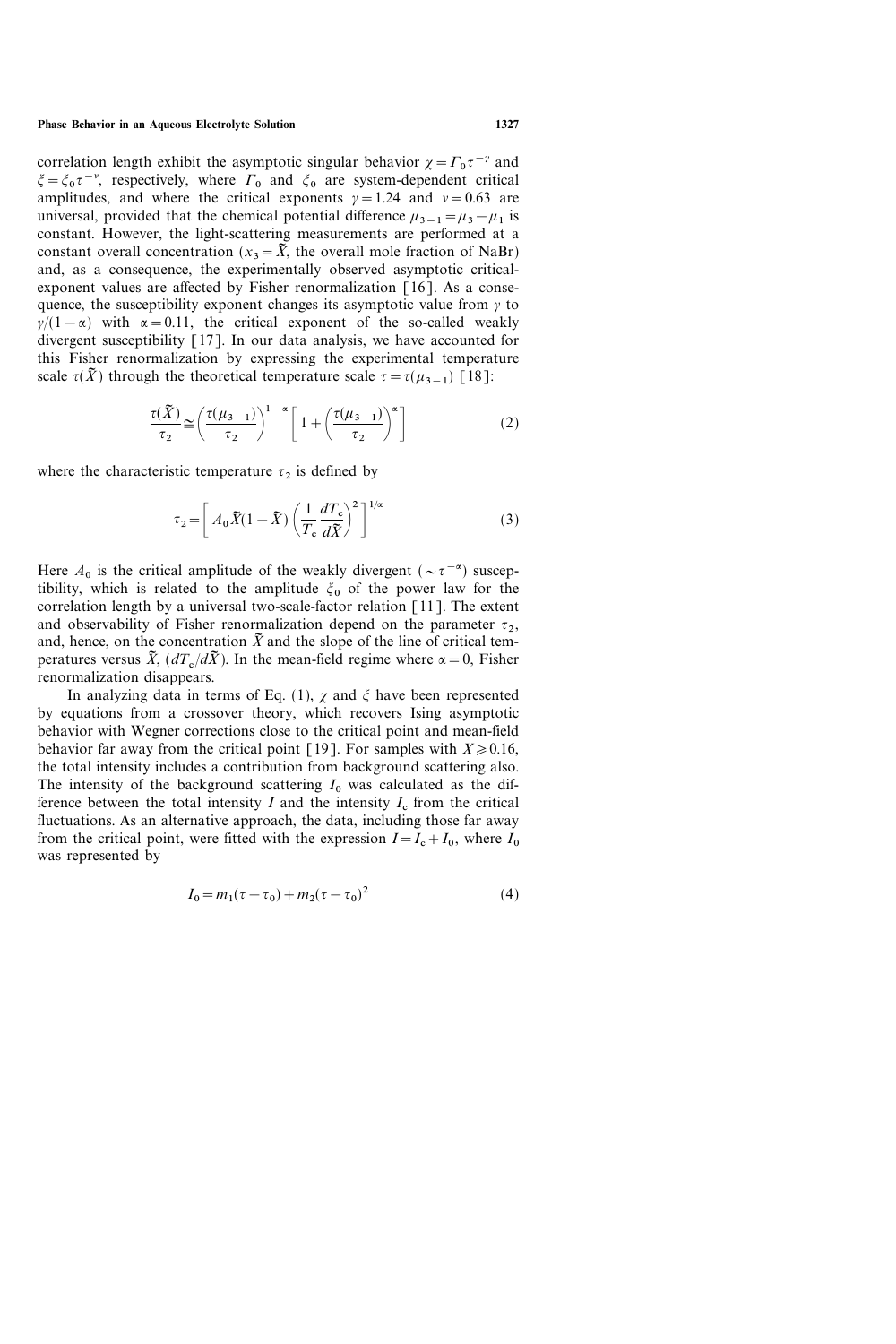correlation length exhibit the asymptotic singular behavior $\chi = \Gamma_0 \tau^{-\gamma}$ and $\xi = \xi_0 \tau^{-\nu}$, respectively, where $\Gamma_0$ and $\xi_0$ are system-dependent critical amplitudes, and where the critical exponents $\gamma = 1.24$ and $\nu = 0.63$ are universal, provided that the chemical potential difference $\mu_{3-1} = \mu_3 - \mu_1$ is constant. However, the light-scattering measurements are performed at a constant overall concentration ($x_3 = \tilde{X}$, the overall mole fraction of NaBr) and, as a consequence, the experimentally observed asymptotic critical-exponent values are affected by Fisher renormalization [16]. As a consequence, the susceptibility exponent changes its asymptotic value from $\gamma$ to $\gamma/(1-\alpha)$ with $\alpha = 0.11$, the critical exponent of the so-called weakly divergent susceptibility [17]. In our data analysis, we have accounted for this Fisher renormalization by expressing the experimental temperature scale $\tau(\tilde{X})$ through the theoretical temperature scale $\tau = \tau(\mu_{3-1})$ [18]:

$$\frac{\tau(\tilde{X})}{\tau_2} \cong \left( \frac{\tau(\mu_{3-1})}{\tau_2} \right)^{1-\alpha} \left[ 1 + \left( \frac{\tau(\mu_{3-1})}{\tau_2} \right)^{\alpha} \right] \tag{2}$$

where the characteristic temperature $\tau_2$ is defined by

$$\tau_2 = \left[ A_0 \tilde{X}(1-\tilde{X}) \left( \frac{1}{T_c} \frac{dT_c}{d\tilde{X}} \right)^2 \right]^{1/\alpha} \tag{3}$$

Here $A_0$ is the critical amplitude of the weakly divergent ($\sim \tau^{-\alpha}$) susceptibility, which is related to the amplitude $\xi_0$ of the power law for the correlation length by a universal two-scale-factor relation [11]. The extent and observability of Fisher renormalization depend on the parameter $\tau_2$, and, hence, on the concentration $\tilde{X}$ and the slope of the line of critical temperatures versus $\tilde{X}$, ($dT_c/d\tilde{X}$). In the mean-field regime where $\alpha = 0$, Fisher renormalization disappears.

In analyzing data in terms of Eq. (1), $\chi$ and $\xi$ have been represented by equations from a crossover theory, which recovers Ising asymptotic behavior with Wegner corrections close to the critical point and mean-field behavior far away from the critical point [19]. For samples with $X \geqslant 0.16$, the total intensity includes a contribution from background scattering also. The intensity of the background scattering $I_0$ was calculated as the difference between the total intensity $I$ and the intensity $I_c$ from the critical fluctuations. As an alternative approach, the data, including those far away from the critical point, were fitted with the expression $I = I_c + I_0$, where $I_0$ was represented by

$$I_0 = m_1(\tau - \tau_0) + m_2(\tau - \tau_0)^2 \tag{4}$$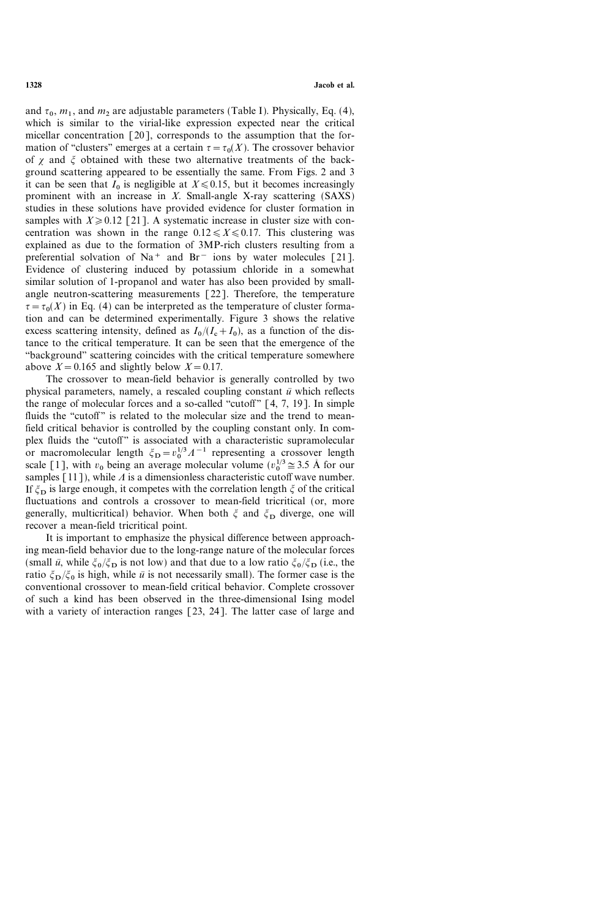and $\tau_0$, $m_1$, and $m_2$ are adjustable parameters (Table I). Physically, Eq. (4), which is similar to the virial-like expression expected near the critical micellar concentration [20], corresponds to the assumption that the formation of "clusters" emerges at a certain $\tau = \tau_0(X)$. The crossover behavior of $\chi$ and $\xi$ obtained with these two alternative treatments of the background scattering appeared to be essentially the same. From Figs. 2 and 3 it can be seen that $I_0$ is negligible at $X \leqslant 0.15$, but it becomes increasingly prominent with an increase in $X$. Small-angle X-ray scattering (SAXS) studies in these solutions have provided evidence for cluster formation in samples with $X \geqslant 0.12$ [21]. A systematic increase in cluster size with concentration was shown in the range $0.12 \leqslant X \leqslant 0.17$. This clustering was explained as due to the formation of 3MP-rich clusters resulting from a preferential solvation of $Na^+$ and $Br^-$ ions by water molecules [21]. Evidence of clustering induced by potassium chloride in a somewhat similar solution of 1-propanol and water has also been provided by small-angle neutron-scattering measurements [22]. Therefore, the temperature $\tau = \tau_0(X)$ in Eq. (4) can be interpreted as the temperature of cluster formation and can be determined experimentally. Figure 3 shows the relative excess scattering intensity, defined as $I_0/(I_c + I_0)$, as a function of the distance to the critical temperature. It can be seen that the emergence of the "background" scattering coincides with the critical temperature somewhere above $X = 0.165$ and slightly below $X = 0.17$.

The crossover to mean-field behavior is generally controlled by two physical parameters, namely, a rescaled coupling constant $\bar{u}$ which reflects the range of molecular forces and a so-called "cutoff" [4, 7, 19]. In simple fluids the "cutoff" is related to the molecular size and the trend to mean-field critical behavior is controlled by the coupling constant only. In complex fluids the "cutoff" is associated with a characteristic supramolecular or macromolecular length $\xi_D = v_0^{1/3} \Lambda^{-1}$ representing a crossover length scale [1], with $v_0$ being an average molecular volume ($v_0^{1/3} \cong 3.5$ Å for our samples [11]), while $\Lambda$ is a dimensionless characteristic cutoff wave number. If $\xi_D$ is large enough, it competes with the correlation length $\xi$ of the critical fluctuations and controls a crossover to mean-field tricritical (or, more generally, multicritical) behavior. When both $\xi$ and $\xi_D$ diverge, one will recover a mean-field tricritical point.

It is important to emphasize the physical difference between approaching mean-field behavior due to the long-range nature of the molecular forces (small $\bar{u}$, while $\xi_0/\xi_D$ is not low) and that due to a low ratio $\xi_0/\xi_D$ (i.e., the ratio $\xi_D/\xi_0$ is high, while $\bar{u}$ is not necessarily small). The former case is the conventional crossover to mean-field critical behavior. Complete crossover of such a kind has been observed in the three-dimensional Ising model with a variety of interaction ranges [23, 24]. The latter case of large and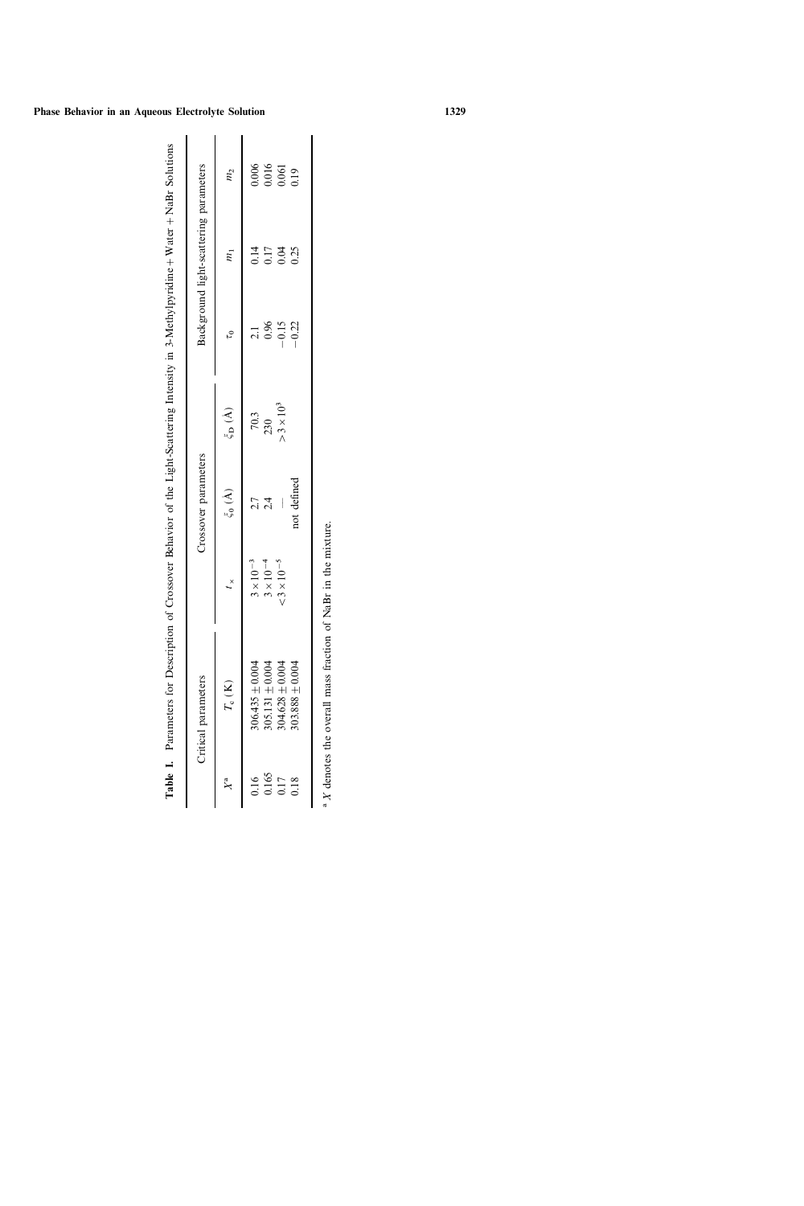**Table I.** Parameters for Description of Crossover Behavior of the Light-Scattering Intensity in 3-Methylpyridine + Water + NaBr Solutions

| Critical parameters | | Crossover parameters | | | Background light-scattering parameters | | |
|---|---|---|---|---|---|---|---|
| $X^a$ | $T_c$ (K) | $t_\times$ | $\xi_0$ (Å) | $\xi_D$ (Å) | $\tau_0$ | $m_1$ | $m_2$ |
| 0.16 | 306.435 ± 0.004 | $3 \times 10^{-3}$ | 2.7 | 70.3 | 2.1 | 0.14 | 0.006 |
| 0.165 | 305.131 ± 0.004 | $3 \times 10^{-4}$ | 2.4 | 230 | 0.96 | 0.17 | 0.016 |
| 0.17 | 304.628 ± 0.004 | $< 3 \times 10^{-5}$ | — | $> 3 \times 10^{3}$ | −0.15 | 0.04 | 0.061 |
| 0.18 | 303.888 ± 0.004 | | not defined | | −0.22 | 0.25 | 0.19 |

[a] $X$ denotes the overall mass fraction of NaBr in the mixture.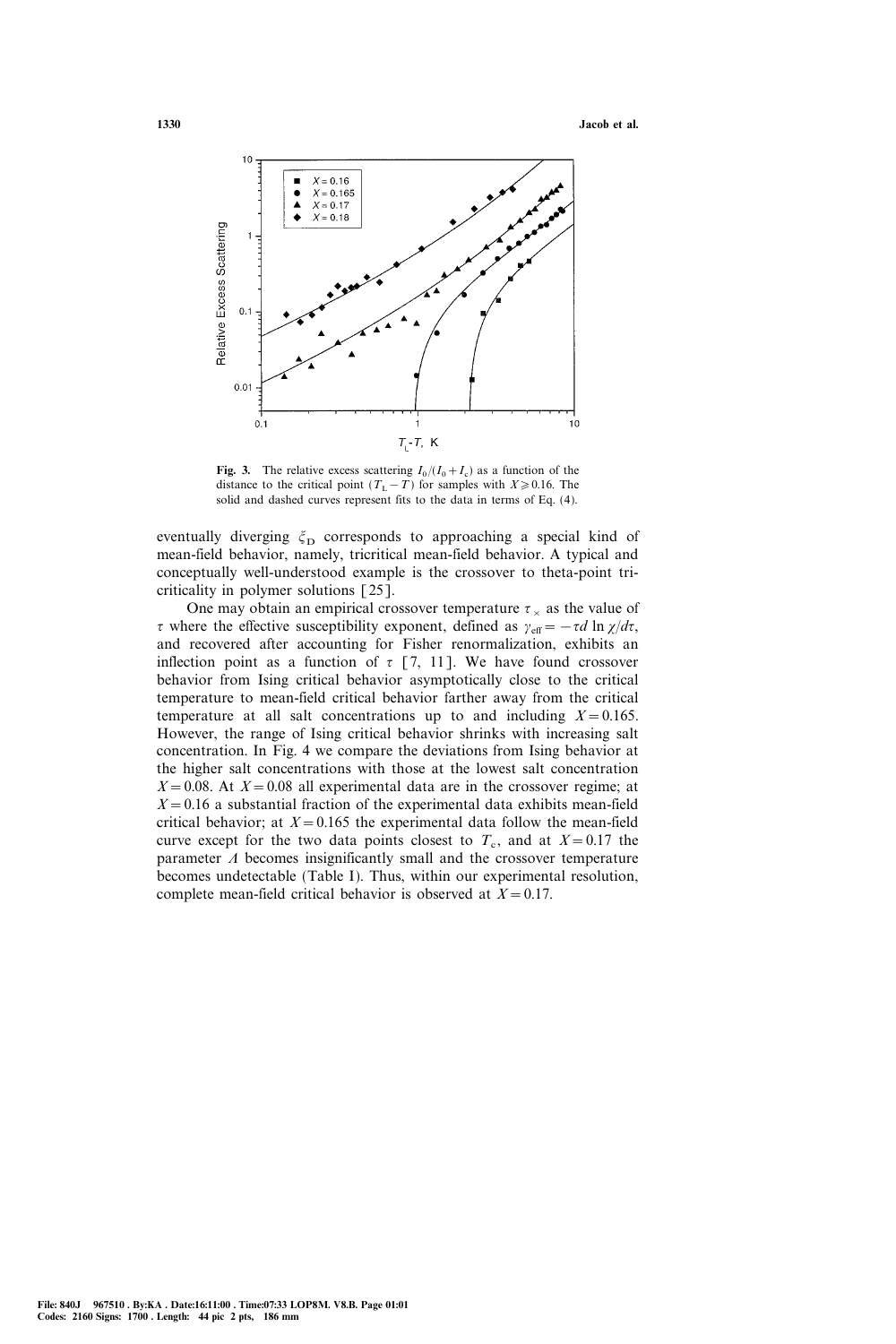**Fig. 3.** The relative excess scattering $I_0/(I_0 + I_c)$ as a function of the distance to the critical point $(T_L - T)$ for samples with $X \geqslant 0.16$. The solid and dashed curves represent fits to the data in terms of Eq. (4).

eventually diverging $\xi_D$ corresponds to approaching a special kind of mean-field behavior, namely, tricritical mean-field behavior. A typical and conceptually well-understood example is the crossover to theta-point tricriticality in polymer solutions [25].

One may obtain an empirical crossover temperature $\tau_\times$ as the value of $\tau$ where the effective susceptibility exponent, defined as $\gamma_{\text{eff}} = -\tau d \ln \chi / d\tau$, and recovered after accounting for Fisher renormalization, exhibits an inflection point as a function of $\tau$ [7, 11]. We have found crossover behavior from Ising critical behavior asymptotically close to the critical temperature to mean-field critical behavior farther away from the critical temperature at all salt concentrations up to and including $X = 0.165$. However, the range of Ising critical behavior shrinks with increasing salt concentration. In Fig. 4 we compare the deviations from Ising behavior at the higher salt concentrations with those at the lowest salt concentration $X = 0.08$. At $X = 0.08$ all experimental data are in the crossover regime; at $X = 0.16$ a substantial fraction of the experimental data exhibits mean-field critical behavior; at $X = 0.165$ the experimental data follow the mean-field curve except for the two data points closest to $T_c$, and at $X = 0.17$ the parameter $\Lambda$ becomes insignificantly small and the crossover temperature becomes undetectable (Table I). Thus, within our experimental resolution, complete mean-field critical behavior is observed at $X = 0.17$.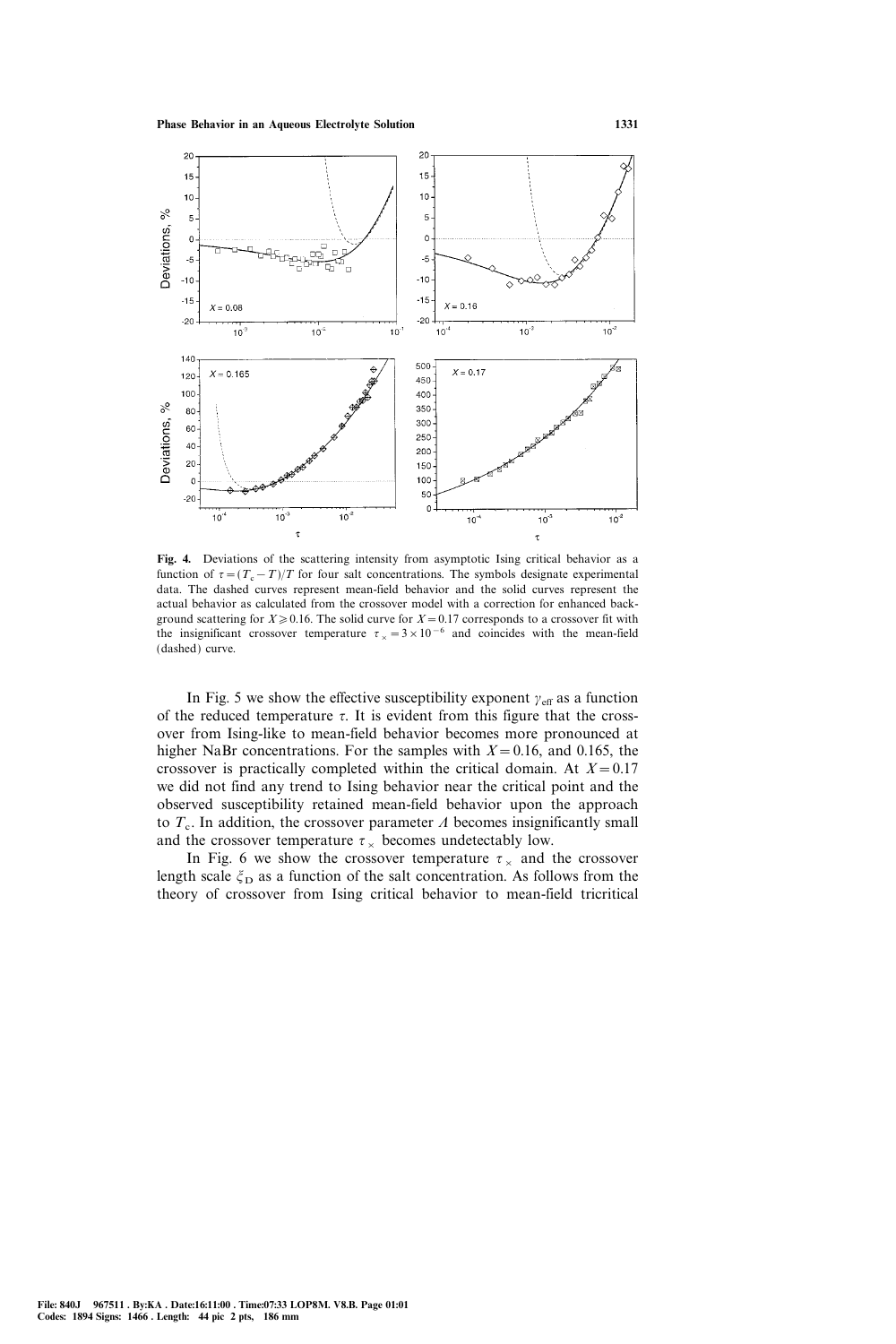**Fig. 4.** Deviations of the scattering intensity from asymptotic Ising critical behavior as a function of $\tau = (T_c - T)/T$ for four salt concentrations. The symbols designate experimental data. The dashed curves represent mean-field behavior and the solid curves represent the actual behavior as calculated from the crossover model with a correction for enhanced background scattering for $X \geqslant 0.16$. The solid curve for $X = 0.17$ corresponds to a crossover fit with the insignificant crossover temperature $\tau_\times = 3 \times 10^{-6}$ and coincides with the mean-field (dashed) curve.

In Fig. 5 we show the effective susceptibility exponent $\gamma_{\text{eff}}$ as a function of the reduced temperature $\tau$. It is evident from this figure that the crossover from Ising-like to mean-field behavior becomes more pronounced at higher NaBr concentrations. For the samples with $X = 0.16$, and 0.165, the crossover is practically completed within the critical domain. At $X = 0.17$ we did not find any trend to Ising behavior near the critical point and the observed susceptibility retained mean-field behavior upon the approach to $T_c$. In addition, the crossover parameter $\Lambda$ becomes insignificantly small and the crossover temperature $\tau_\times$ becomes undetectably low.

In Fig. 6 we show the crossover temperature $\tau_\times$ and the crossover length scale $\xi_D$ as a function of the salt concentration. As follows from the theory of crossover from Ising critical behavior to mean-field tricritical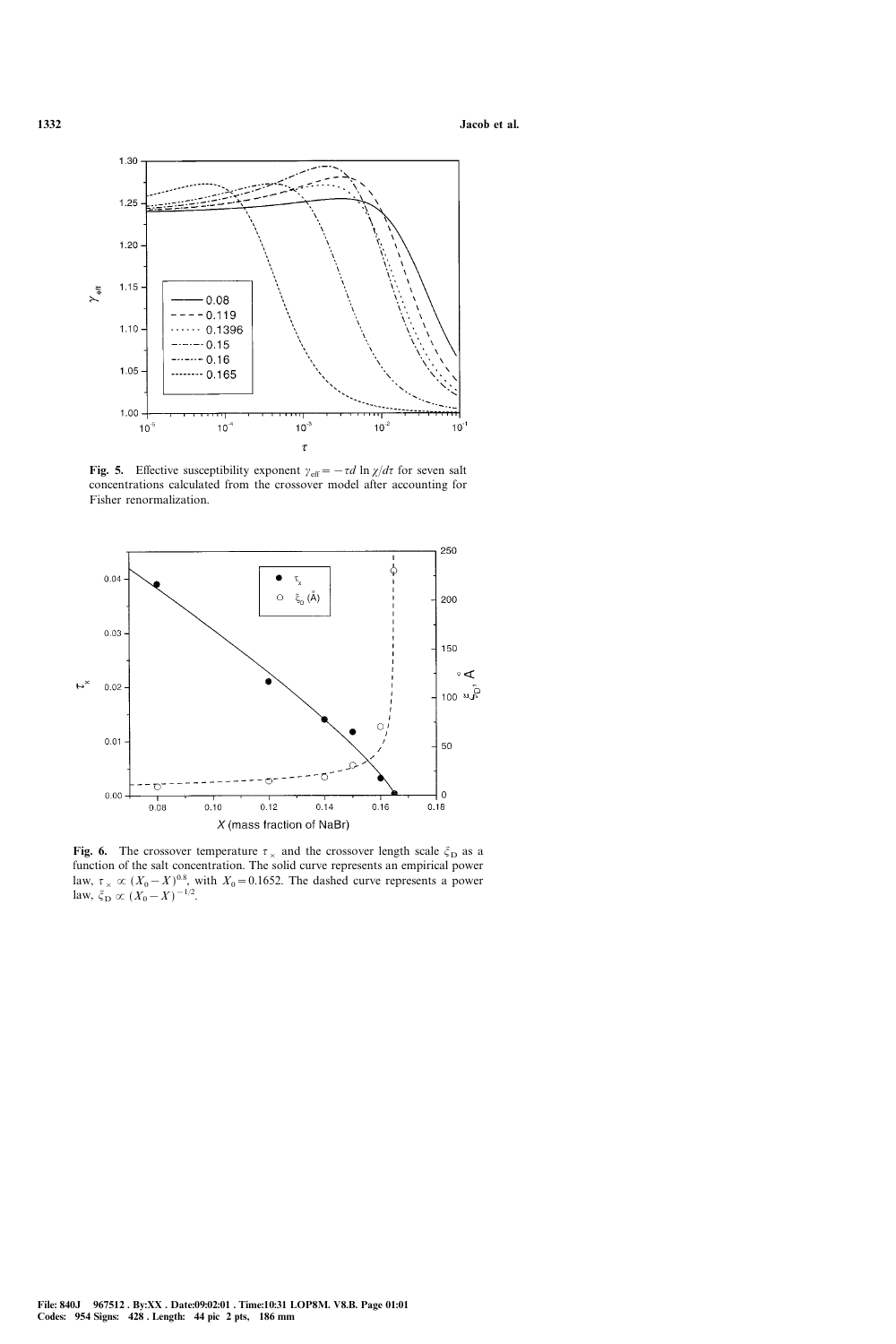**Fig. 5.** Effective susceptibility exponent $\gamma_{\text{eff}} = -\tau d \ln \chi / d\tau$ for seven salt concentrations calculated from the crossover model after accounting for Fisher renormalization.

**Fig. 6.** The crossover temperature $\tau_\times$ and the crossover length scale $\xi_D$ as a function of the salt concentration. The solid curve represents an empirical power law, $\tau_\times \propto (X_0 - X)^{0.8}$, with $X_0 = 0.1652$. The dashed curve represents a power law, $\xi_D \propto (X_0 - X)^{-1/2}$.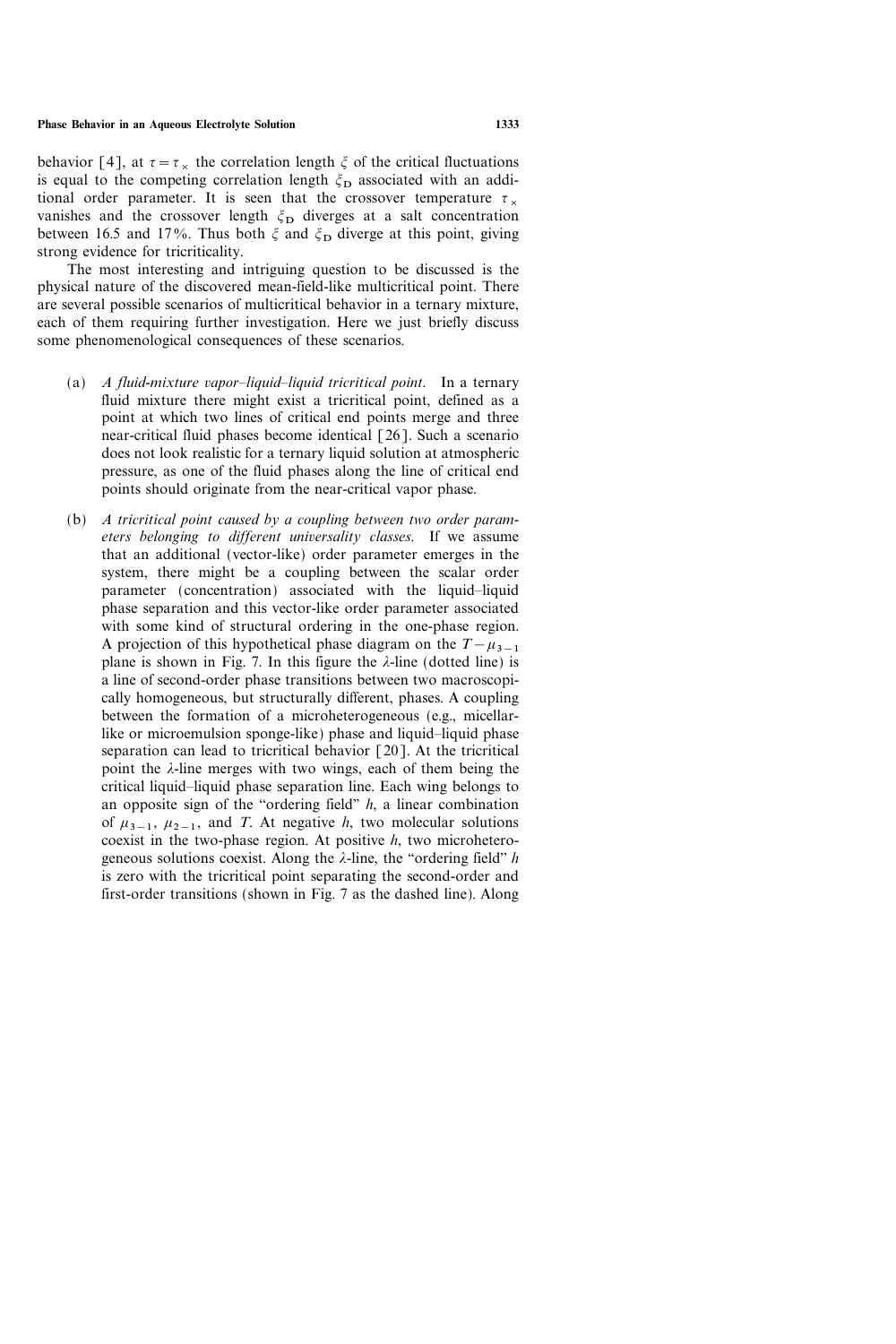behavior [4], at $\tau = \tau_{\times}$ the correlation length $\xi$ of the critical fluctuations is equal to the competing correlation length $\xi_{\mathrm{D}}$ associated with an additional order parameter. It is seen that the crossover temperature $\tau_{\times}$ vanishes and the crossover length $\xi_{\mathrm{D}}$ diverges at a salt concentration between 16.5 and 17%. Thus both $\xi$ and $\xi_{\mathrm{D}}$ diverge at this point, giving strong evidence for tricriticality.

The most interesting and intriguing question to be discussed is the physical nature of the discovered mean-field-like multicritical point. There are several possible scenarios of multicritical behavior in a ternary mixture, each of them requiring further investigation. Here we just briefly discuss some phenomenological consequences of these scenarios.

(a) *A fluid-mixture vapor–liquid–liquid tricritical point.* In a ternary fluid mixture there might exist a tricritical point, defined as a point at which two lines of critical end points merge and three near-critical fluid phases become identical [26]. Such a scenario does not look realistic for a ternary liquid solution at atmospheric pressure, as one of the fluid phases along the line of critical end points should originate from the near-critical vapor phase.

(b) *A tricritical point caused by a coupling between two order parameters belonging to different universality classes.* If we assume that an additional (vector-like) order parameter emerges in the system, there might be a coupling between the scalar order parameter (concentration) associated with the liquid–liquid phase separation and this vector-like order parameter associated with some kind of structural ordering in the one-phase region. A projection of this hypothetical phase diagram on the $T - \mu_{3-1}$ plane is shown in Fig. 7. In this figure the $\lambda$-line (dotted line) is a line of second-order phase transitions between two macroscopically homogeneous, but structurally different, phases. A coupling between the formation of a microheterogeneous (e.g., micellar-like or microemulsion sponge-like) phase and liquid–liquid phase separation can lead to tricritical behavior [20]. At the tricritical point the $\lambda$-line merges with two wings, each of them being the critical liquid–liquid phase separation line. Each wing belongs to an opposite sign of the "ordering field" $h$, a linear combination of $\mu_{3-1}$, $\mu_{2-1}$, and $T$. At negative $h$, two molecular solutions coexist in the two-phase region. At positive $h$, two microheterogeneous solutions coexist. Along the $\lambda$-line, the "ordering field" $h$ is zero with the tricritical point separating the second-order and first-order transitions (shown in Fig. 7 as the dashed line). Along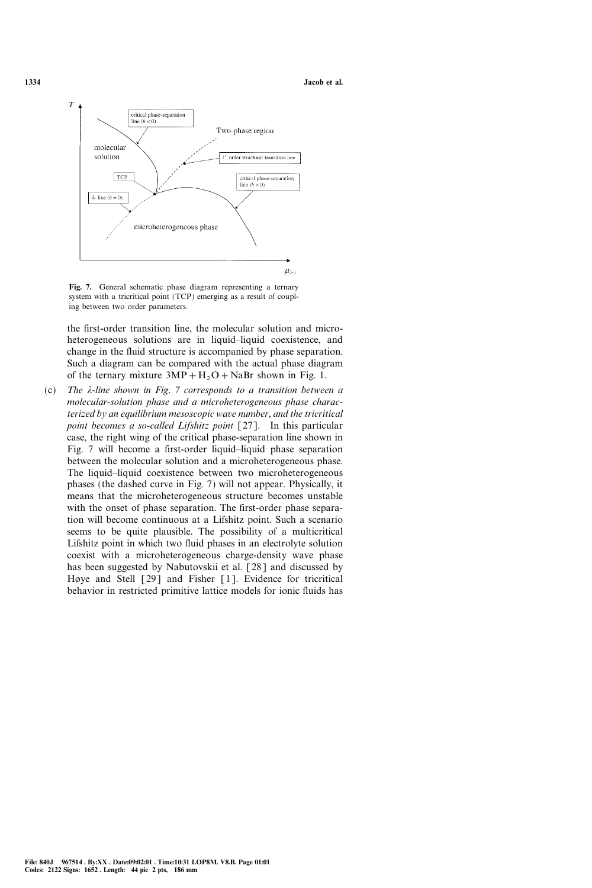**Fig. 7.** General schematic phase diagram representing a ternary system with a tricritical point (TCP) emerging as a result of coupling between two order parameters.

the first-order transition line, the molecular solution and microheterogeneous solutions are in liquid–liquid coexistence, and change in the fluid structure is accompanied by phase separation. Such a diagram can be compared with the actual phase diagram of the ternary mixture $3MP + H_2O + NaBr$ shown in Fig. 1.

(c) *The λ-line shown in Fig. 7 corresponds to a transition between a molecular-solution phase and a microheterogeneous phase characterized by an equilibrium mesoscopic wave number, and the tricritical point becomes a so-called Lifshitz point* [27]. In this particular case, the right wing of the critical phase-separation line shown in Fig. 7 will become a first-order liquid–liquid phase separation between the molecular solution and a microheterogeneous phase. The liquid–liquid coexistence between two microheterogeneous phases (the dashed curve in Fig. 7) will not appear. Physically, it means that the microheterogeneous structure becomes unstable with the onset of phase separation. The first-order phase separation will become continuous at a Lifshitz point. Such a scenario seems to be quite plausible. The possibility of a multicritical Lifshitz point in which two fluid phases in an electrolyte solution coexist with a microheterogeneous charge-density wave phase has been suggested by Nabutovskii et al. [28] and discussed by Høye and Stell [29] and Fisher [1]. Evidence for tricritical behavior in restricted primitive lattice models for ionic fluids has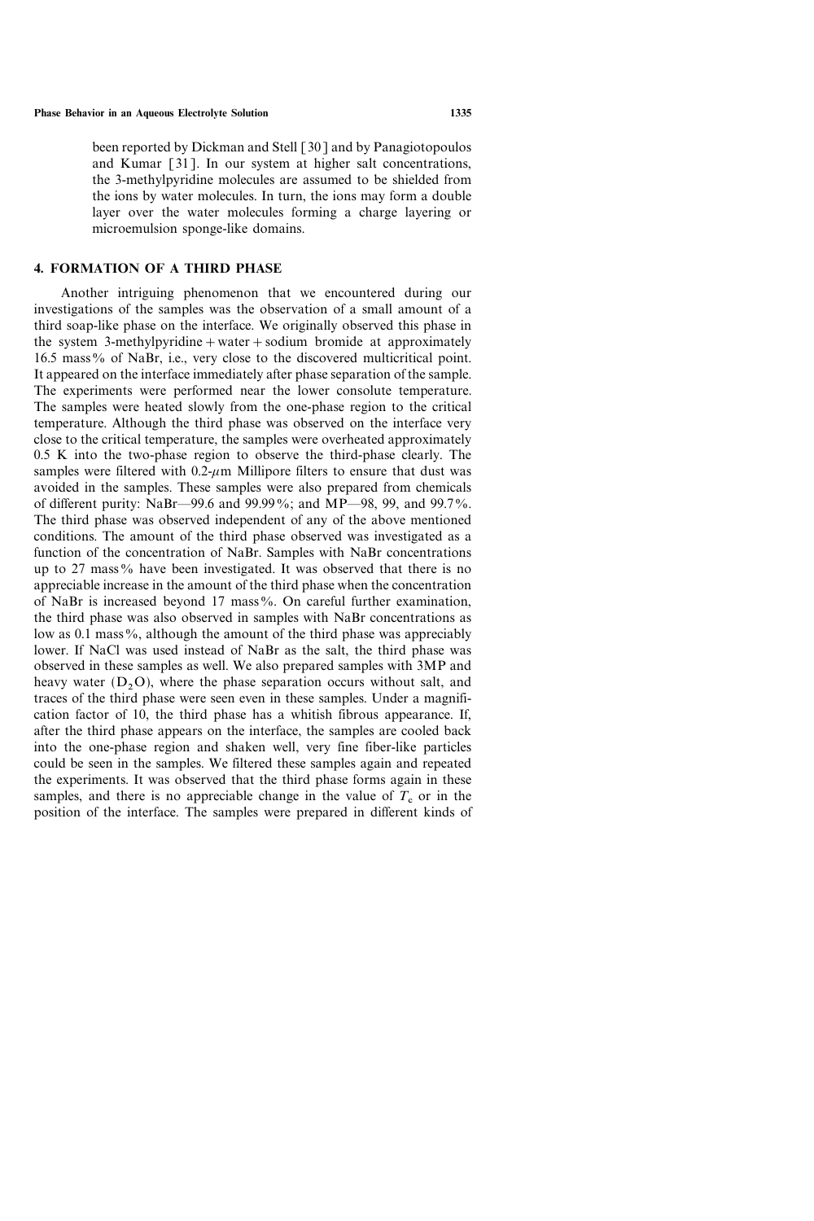been reported by Dickman and Stell [30] and by Panagiotopoulos and Kumar [31]. In our system at higher salt concentrations, the 3-methylpyridine molecules are assumed to be shielded from the ions by water molecules. In turn, the ions may form a double layer over the water molecules forming a charge layering or microemulsion sponge-like domains.

## 4. FORMATION OF A THIRD PHASE

Another intriguing phenomenon that we encountered during our investigations of the samples was the observation of a small amount of a third soap-like phase on the interface. We originally observed this phase in the system 3-methylpyridine + water + sodium bromide at approximately 16.5 mass% of NaBr, i.e., very close to the discovered multicritical point. It appeared on the interface immediately after phase separation of the sample. The experiments were performed near the lower consolute temperature. The samples were heated slowly from the one-phase region to the critical temperature. Although the third phase was observed on the interface very close to the critical temperature, the samples were overheated approximately 0.5 K into the two-phase region to observe the third-phase clearly. The samples were filtered with 0.2-$\mu$m Millipore filters to ensure that dust was avoided in the samples. These samples were also prepared from chemicals of different purity: NaBr—99.6 and 99.99%; and MP—98, 99, and 99.7%. The third phase was observed independent of any of the above mentioned conditions. The amount of the third phase observed was investigated as a function of the concentration of NaBr. Samples with NaBr concentrations up to 27 mass% have been investigated. It was observed that there is no appreciable increase in the amount of the third phase when the concentration of NaBr is increased beyond 17 mass%. On careful further examination, the third phase was also observed in samples with NaBr concentrations as low as 0.1 mass%, although the amount of the third phase was appreciably lower. If NaCl was used instead of NaBr as the salt, the third phase was observed in these samples as well. We also prepared samples with 3MP and heavy water ($D_2O$), where the phase separation occurs without salt, and traces of the third phase were seen even in these samples. Under a magnification factor of 10, the third phase has a whitish fibrous appearance. If, after the third phase appears on the interface, the samples are cooled back into the one-phase region and shaken well, very fine fiber-like particles could be seen in the samples. We filtered these samples again and repeated the experiments. It was observed that the third phase forms again in these samples, and there is no appreciable change in the value of $T_c$ or in the position of the interface. The samples were prepared in different kinds of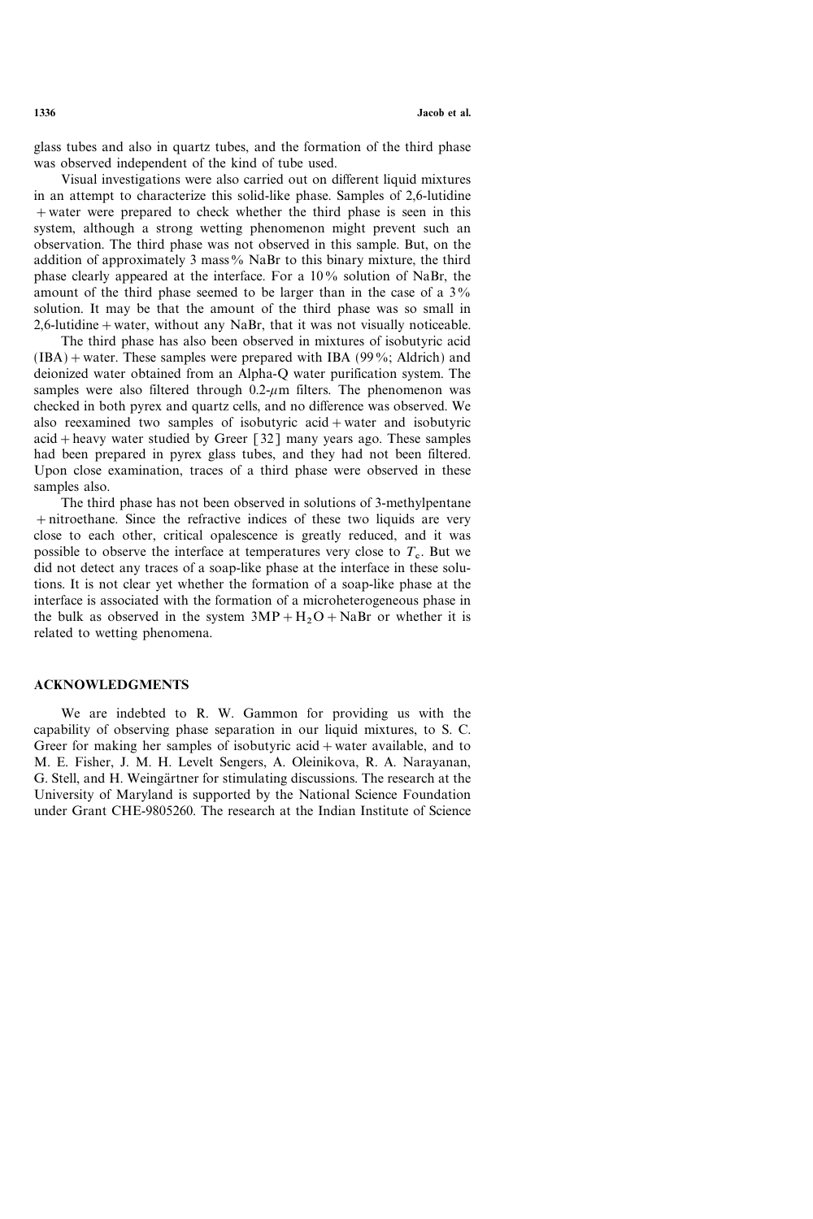glass tubes and also in quartz tubes, and the formation of the third phase was observed independent of the kind of tube used.

Visual investigations were also carried out on different liquid mixtures in an attempt to characterize this solid-like phase. Samples of 2,6-lutidine + water were prepared to check whether the third phase is seen in this system, although a strong wetting phenomenon might prevent such an observation. The third phase was not observed in this sample. But, on the addition of approximately 3 mass% NaBr to this binary mixture, the third phase clearly appeared at the interface. For a 10% solution of NaBr, the amount of the third phase seemed to be larger than in the case of a 3% solution. It may be that the amount of the third phase was so small in 2,6-lutidine + water, without any NaBr, that it was not visually noticeable.

The third phase has also been observed in mixtures of isobutyric acid (IBA) + water. These samples were prepared with IBA (99%; Aldrich) and deionized water obtained from an Alpha-Q water purification system. The samples were also filtered through 0.2-$\mu$m filters. The phenomenon was checked in both pyrex and quartz cells, and no difference was observed. We also reexamined two samples of isobutyric acid + water and isobutyric acid + heavy water studied by Greer [32] many years ago. These samples had been prepared in pyrex glass tubes, and they had not been filtered. Upon close examination, traces of a third phase were observed in these samples also.

The third phase has not been observed in solutions of 3-methylpentane + nitroethane. Since the refractive indices of these two liquids are very close to each other, critical opalescence is greatly reduced, and it was possible to observe the interface at temperatures very close to $T_c$. But we did not detect any traces of a soap-like phase at the interface in these solutions. It is not clear yet whether the formation of a soap-like phase at the interface is associated with the formation of a microheterogeneous phase in the bulk as observed in the system $3MP + H_2O + NaBr$ or whether it is related to wetting phenomena.

## ACKNOWLEDGMENTS

We are indebted to R. W. Gammon for providing us with the capability of observing phase separation in our liquid mixtures, to S. C. Greer for making her samples of isobutyric acid + water available, and to M. E. Fisher, J. M. H. Levelt Sengers, A. Oleinikova, R. A. Narayanan, G. Stell, and H. Weingärtner for stimulating discussions. The research at the University of Maryland is supported by the National Science Foundation under Grant CHE-9805260. The research at the Indian Institute of Science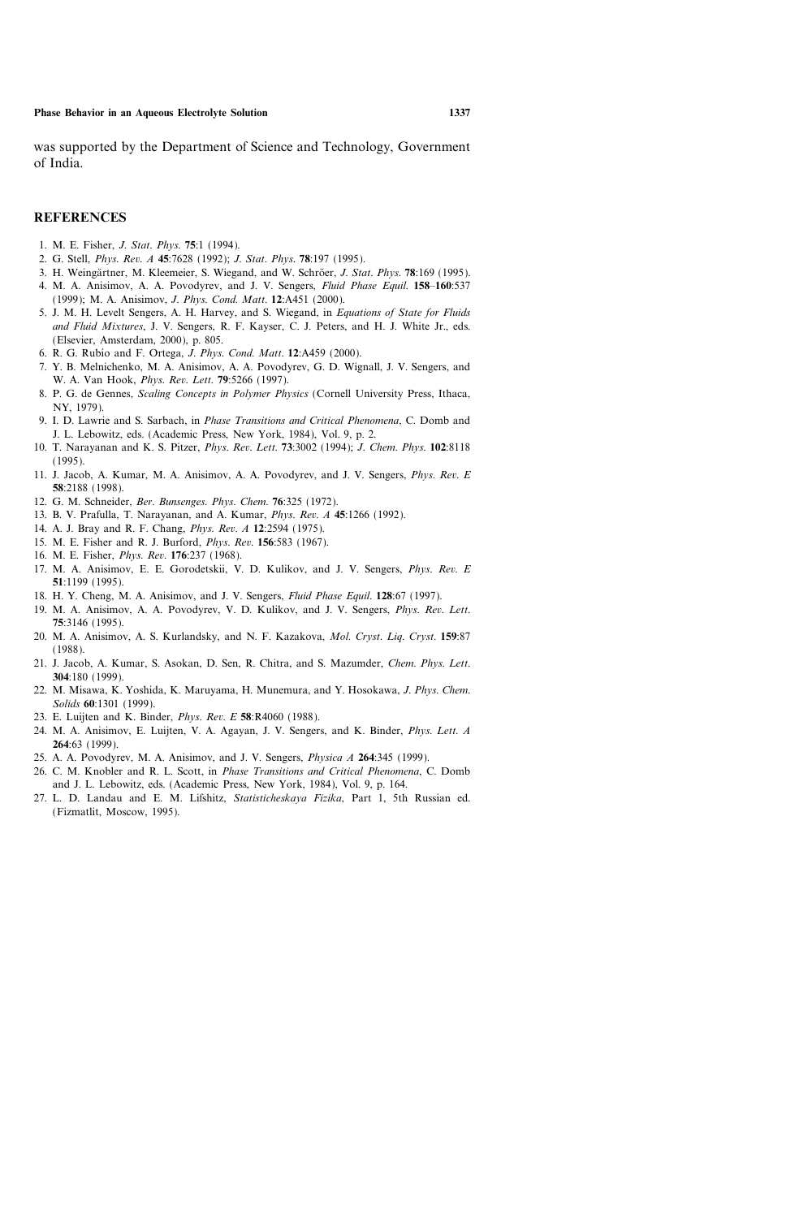was supported by the Department of Science and Technology, Government of India.

## REFERENCES

1. M. E. Fisher, *J. Stat. Phys.* **75**:1 (1994).
2. G. Stell, *Phys. Rev. A* **45**:7628 (1992); *J. Stat. Phys.* **78**:197 (1995).
3. H. Weingärtner, M. Kleemeier, S. Wiegand, and W. Schröer, *J. Stat. Phys.* **78**:169 (1995).
4. M. A. Anisimov, A. A. Povodyrev, and J. V. Sengers, *Fluid Phase Equil.* **158–160**:537 (1999); M. A. Anisimov, *J. Phys. Cond. Matt.* **12**:A451 (2000).
5. J. M. H. Levelt Sengers, A. H. Harvey, and S. Wiegand, in *Equations of State for Fluids and Fluid Mixtures*, J. V. Sengers, R. F. Kayser, C. J. Peters, and H. J. White Jr., eds. (Elsevier, Amsterdam, 2000), p. 805.
6. R. G. Rubio and F. Ortega, *J. Phys. Cond. Matt.* **12**:A459 (2000).
7. Y. B. Melnichenko, M. A. Anisimov, A. A. Povodyrev, G. D. Wignall, J. V. Sengers, and W. A. Van Hook, *Phys. Rev. Lett.* **79**:5266 (1997).
8. P. G. de Gennes, *Scaling Concepts in Polymer Physics* (Cornell University Press, Ithaca, NY, 1979).
9. I. D. Lawrie and S. Sarbach, in *Phase Transitions and Critical Phenomena*, C. Domb and J. L. Lebowitz, eds. (Academic Press, New York, 1984), Vol. 9, p. 2.
10. T. Narayanan and K. S. Pitzer, *Phys. Rev. Lett.* **73**:3002 (1994); *J. Chem. Phys.* **102**:8118 (1995).
11. J. Jacob, A. Kumar, M. A. Anisimov, A. A. Povodyrev, and J. V. Sengers, *Phys. Rev. E* **58**:2188 (1998).
12. G. M. Schneider, *Ber. Bunsenges. Phys. Chem.* **76**:325 (1972).
13. B. V. Prafulla, T. Narayanan, and A. Kumar, *Phys. Rev. A* **45**:1266 (1992).
14. A. J. Bray and R. F. Chang, *Phys. Rev. A* **12**:2594 (1975).
15. M. E. Fisher and R. J. Burford, *Phys. Rev.* **156**:583 (1967).
16. M. E. Fisher, *Phys. Rev.* **176**:237 (1968).
17. M. A. Anisimov, E. E. Gorodetskii, V. D. Kulikov, and J. V. Sengers, *Phys. Rev. E* **51**:1199 (1995).
18. H. Y. Cheng, M. A. Anisimov, and J. V. Sengers, *Fluid Phase Equil.* **128**:67 (1997).
19. M. A. Anisimov, A. A. Povodyrev, V. D. Kulikov, and J. V. Sengers, *Phys. Rev. Lett.* **75**:3146 (1995).
20. M. A. Anisimov, A. S. Kurlandsky, and N. F. Kazakova, *Mol. Cryst. Liq. Cryst.* **159**:87 (1988).
21. J. Jacob, A. Kumar, S. Asokan, D. Sen, R. Chitra, and S. Mazumder, *Chem. Phys. Lett.* **304**:180 (1999).
22. M. Misawa, K. Yoshida, K. Maruyama, H. Munemura, and Y. Hosokawa, *J. Phys. Chem. Solids* **60**:1301 (1999).
23. E. Luijten and K. Binder, *Phys. Rev. E* **58**:R4060 (1988).
24. M. A. Anisimov, E. Luijten, V. A. Agayan, J. V. Sengers, and K. Binder, *Phys. Lett. A* **264**:63 (1999).
25. A. A. Povodyrev, M. A. Anisimov, and J. V. Sengers, *Physica A* **264**:345 (1999).
26. C. M. Knobler and R. L. Scott, in *Phase Transitions and Critical Phenomena*, C. Domb and J. L. Lebowitz, eds. (Academic Press, New York, 1984), Vol. 9, p. 164.
27. L. D. Landau and E. M. Lifshitz, *Statisticheskaya Fizika*, Part 1, 5th Russian ed. (Fizmatlit, Moscow, 1995).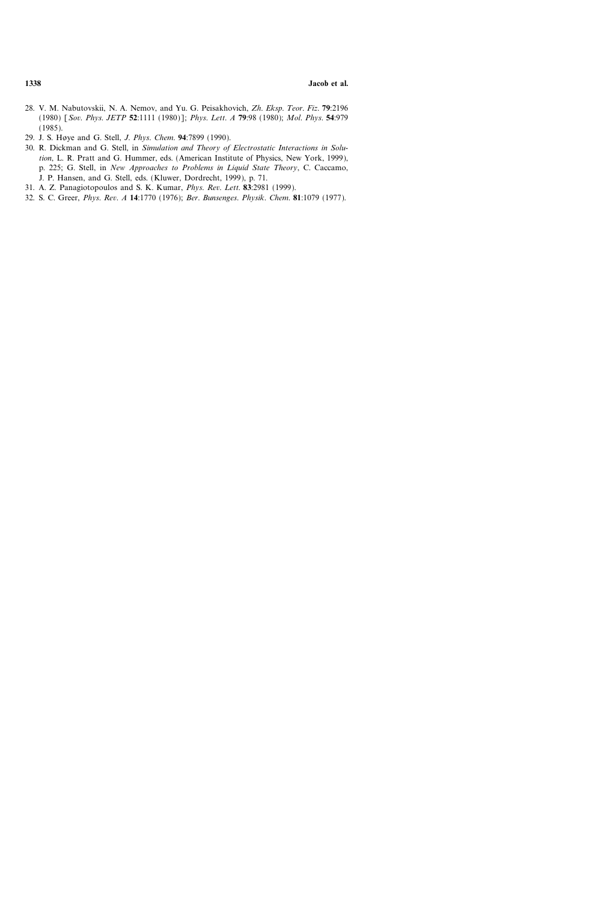28. V. M. Nabutovskii, N. A. Nemov, and Yu. G. Peisakhovich, *Zh. Eksp. Teor. Fiz.* **79**:2196 (1980) [*Sov. Phys. JETP* **52**:1111 (1980)]; *Phys. Lett. A* **79**:98 (1980); *Mol. Phys.* **54**:979 (1985).
29. J. S. Høye and G. Stell, *J. Phys. Chem.* **94**:7899 (1990).
30. R. Dickman and G. Stell, in *Simulation and Theory of Electrostatic Interactions in Solution*, L. R. Pratt and G. Hummer, eds. (American Institute of Physics, New York, 1999), p. 225; G. Stell, in *New Approaches to Problems in Liquid State Theory*, C. Caccamo, J. P. Hansen, and G. Stell, eds. (Kluwer, Dordrecht, 1999), p. 71.
31. A. Z. Panagiotopoulos and S. K. Kumar, *Phys. Rev. Lett.* **83**:2981 (1999).
32. S. C. Greer, *Phys. Rev. A* **14**:1770 (1976); *Ber. Bunsenges. Physik. Chem.* **81**:1079 (1977).